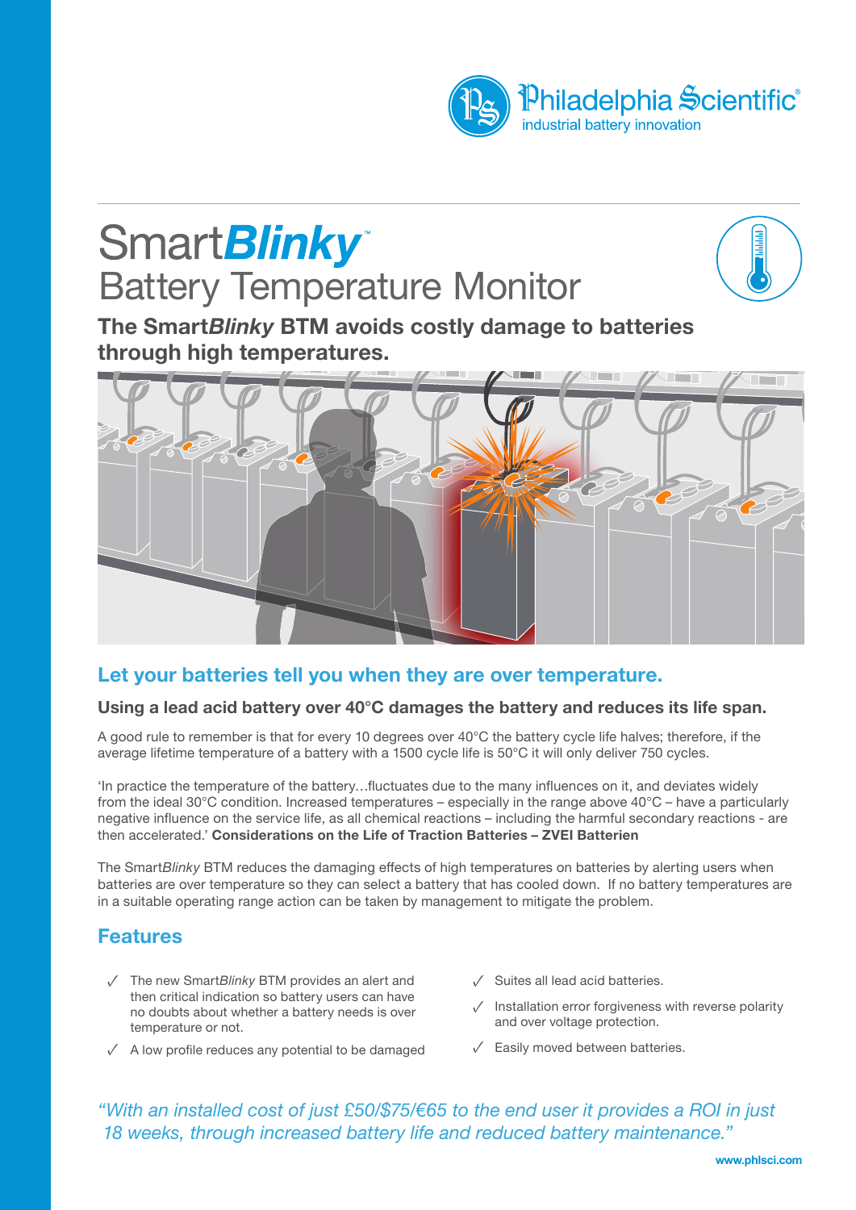Philadelphia Scientific®
industrial battery innovation

# Smart*Blinky*™
## Battery Temperature Monitor

**The Smart*Blinky* BTM avoids costly damage to batteries through high temperatures.**

## Let your batteries tell you when they are over temperature.

### Using a lead acid battery over 40°C damages the battery and reduces its life span.

A good rule to remember is that for every 10 degrees over 40°C the battery cycle life halves; therefore, if the average lifetime temperature of a battery with a 1500 cycle life is 50°C it will only deliver 750 cycles.

'In practice the temperature of the battery…fluctuates due to the many influences on it, and deviates widely from the ideal 30°C condition. Increased temperatures – especially in the range above 40°C – have a particularly negative influence on the service life, as all chemical reactions – including the harmful secondary reactions - are then accelerated.' **Considerations on the Life of Traction Batteries – ZVEI Batterien**

The Smart*Blinky* BTM reduces the damaging effects of high temperatures on batteries by alerting users when batteries are over temperature so they can select a battery that has cooled down. If no battery temperatures are in a suitable operating range action can be taken by management to mitigate the problem.

## Features

- ✓ The new Smart*Blinky* BTM provides an alert and then critical indication so battery users can have no doubts about whether a battery needs is over temperature or not.
- ✓ A low profile reduces any potential to be damaged
- ✓ Suites all lead acid batteries.
- ✓ Installation error forgiveness with reverse polarity and over voltage protection.
- ✓ Easily moved between batteries.

*"With an installed cost of just £50/$75/€65 to the end user it provides a ROI in just 18 weeks, through increased battery life and reduced battery maintenance."*

**www.phlsci.com**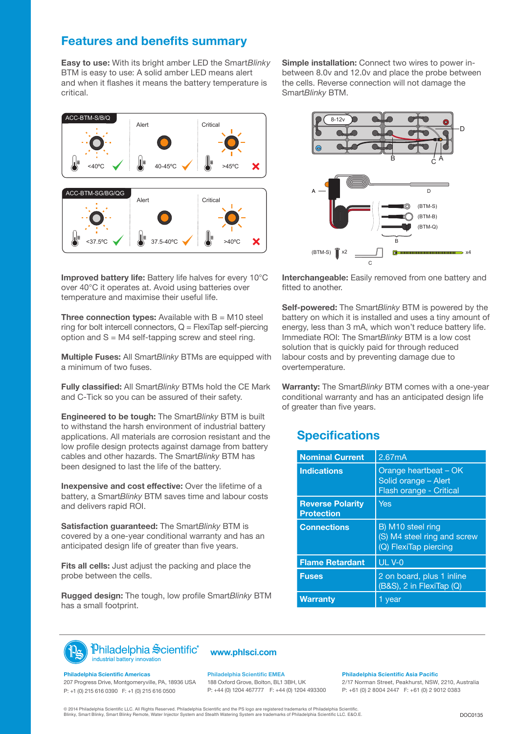## Features and benefits summary

**Easy to use:** With its bright amber LED the Smart*Blinky* BTM is easy to use: A solid amber LED means alert and when it flashes it means the battery temperature is critical.

ACC-BTM-S/B/Q

<40ºC ✓ | Alert 40-45ºC ✓ | Critical >45ºC ✗

ACC-BTM-SG/BG/QG

<37.5ºC ✓ | Alert 37.5-40ºC ✓ | Critical >40ºC ✗

**Improved battery life:** Battery life halves for every 10°C over 40°C it operates at. Avoid using batteries over temperature and maximise their useful life.

**Three connection types:** Available with B = M10 steel ring for bolt intercell connectors, Q = FlexiTap self-piercing option and S = M4 self-tapping screw and steel ring.

**Multiple Fuses:** All Smart*Blinky* BTMs are equipped with a minimum of two fuses.

**Fully classified:** All Smart*Blinky* BTMs hold the CE Mark and C-Tick so you can be assured of their safety.

**Engineered to be tough:** The Smart*Blinky* BTM is built to withstand the harsh environment of industrial battery applications. All materials are corrosion resistant and the low profile design protects against damage from battery cables and other hazards. The Smart*Blinky* BTM has been designed to last the life of the battery.

**Inexpensive and cost effective:** Over the lifetime of a battery, a Smart*Blinky* BTM saves time and labour costs and delivers rapid ROI.

**Satisfaction guaranteed:** The Smart*Blinky* BTM is covered by a one-year conditional warranty and has an anticipated design life of greater than five years.

**Fits all cells:** Just adjust the packing and place the probe between the cells.

**Rugged design:** The tough, low profile Smart*Blinky* BTM has a small footprint.

**Simple installation:** Connect two wires to power in-between 8.0v and 12.0v and place the probe between the cells. Reverse connection will not damage the Smart*Blinky* BTM.

8-12v

A B C D

(BTM-S) (BTM-B) (BTM-Q)

(BTM-S) x2 C x4

**Interchangeable:** Easily removed from one battery and fitted to another.

**Self-powered:** The Smart*Blinky* BTM is powered by the battery on which it is installed and uses a tiny amount of energy, less than 3 mA, which won't reduce battery life. Immediate ROI: The Smart*Blinky* BTM is a low cost solution that is quickly paid for through reduced labour costs and by preventing damage due to overtemperature.

**Warranty:** The Smart*Blinky* BTM comes with a one-year conditional warranty and has an anticipated design life of greater than five years.

## Specifications

| | |
|---|---|
| **Nominal Current** | 2.67mA |
| **Indications** | Orange heartbeat – OK<br>Solid orange – Alert<br>Flash orange - Critical |
| **Reverse Polarity Protection** | Yes |
| **Connections** | B) M10 steel ring<br>(S) M4 steel ring and screw<br>(Q) FlexiTap piercing |
| **Flame Retardant** | UL V-0 |
| **Fuses** | 2 on board, plus 1 inline (B&S), 2 in FlexiTap (Q) |
| **Warranty** | 1 year |

Philadelphia Scientific® industrial battery innovation

www.phlsci.com

**Philadelphia Scientific Americas**
207 Progress Drive, Montgomeryville, PA, 18936 USA
P: +1 (0) 215 616 0390 F: +1 (0) 215 616 0500

**Philadelphia Scientific EMEA**
188 Oxford Grove, Bolton, BL1 3BH, UK
P: +44 (0) 1204 467777 F: +44 (0) 1204 493300

**Philadelphia Scientific Asia Pacific**
2/17 Norman Street, Peakhurst, NSW, 2210, Australia
P: +61 (0) 2 8004 2447 F: +61 (0) 2 9012 0383

© 2014 Philadelphia Scientific LLC. All Rights Reserved. Philadelphia Scientific and the PS logo are registered trademarks of Philadelphia Scientific.
Blinky, Smart Blinky, Smart Blinky Remote, Water Injector System and Stealth Watering System are trademarks of Philadelphia Scientific LLC. E&O.E.

DOC0135